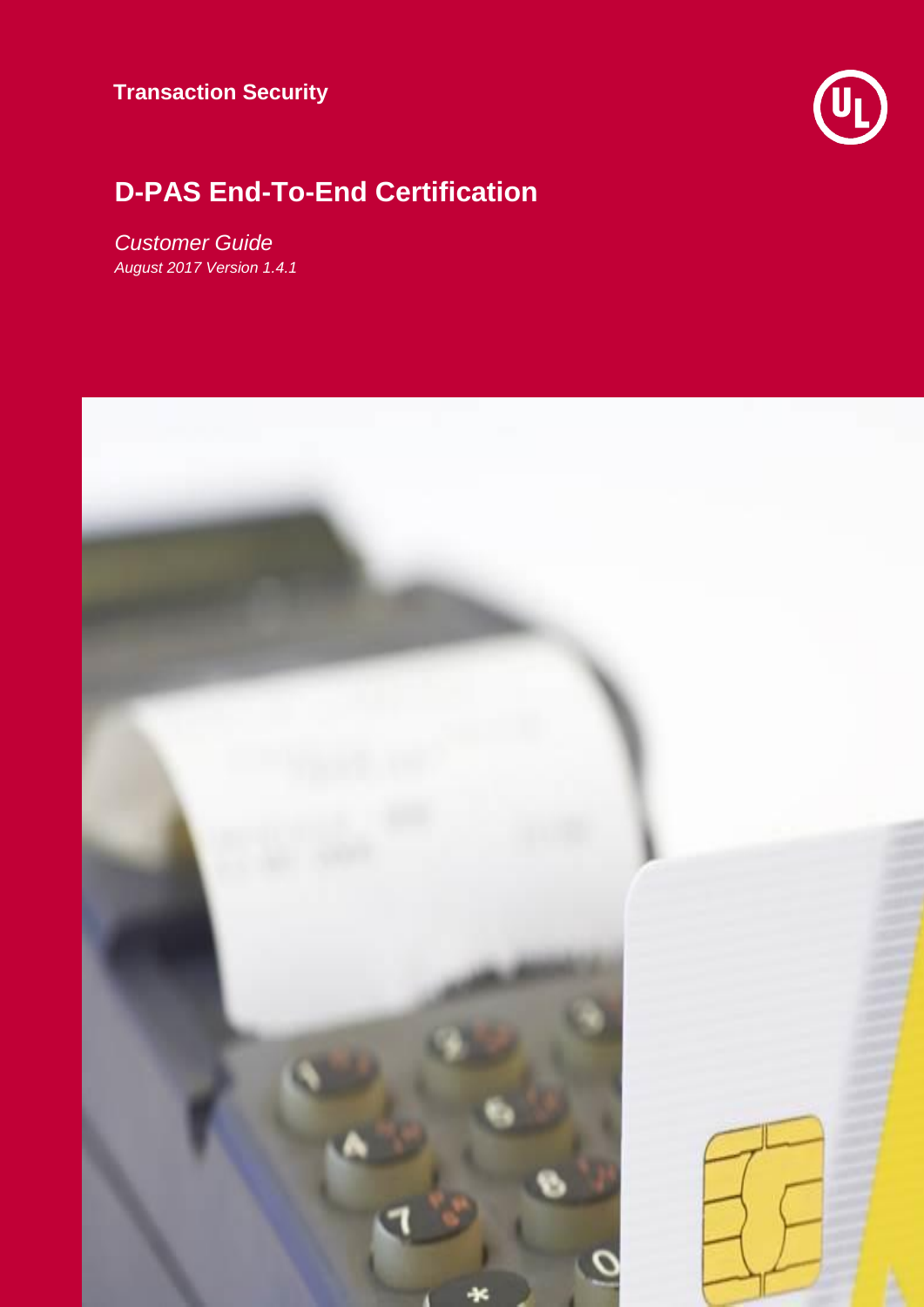**Transaction Security**

# D-PAS End-To-End Certification

*Customer Guide*

*August 2017 Version 1.4.1*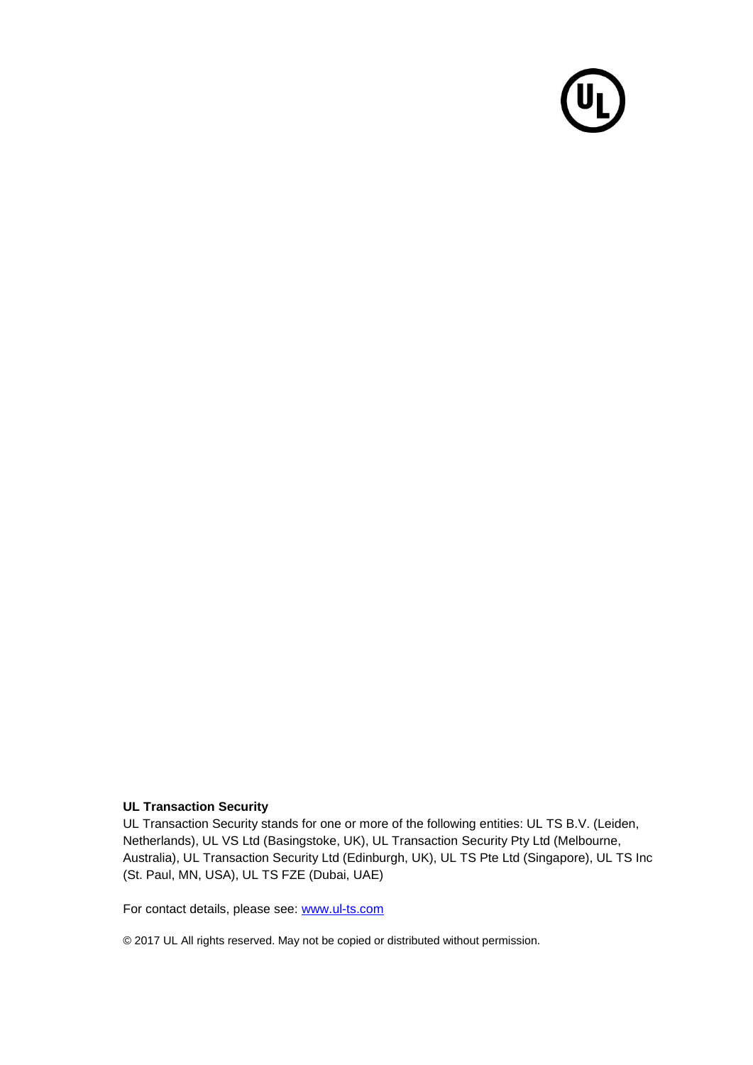**UL Transaction Security**

UL Transaction Security stands for one or more of the following entities: UL TS B.V. (Leiden, Netherlands), UL VS Ltd (Basingstoke, UK), UL Transaction Security Pty Ltd (Melbourne, Australia), UL Transaction Security Ltd (Edinburgh, UK), UL TS Pte Ltd (Singapore), UL TS Inc (St. Paul, MN, USA), UL TS FZE (Dubai, UAE)

For contact details, please see: www.ul-ts.com

© 2017 UL All rights reserved. May not be copied or distributed without permission.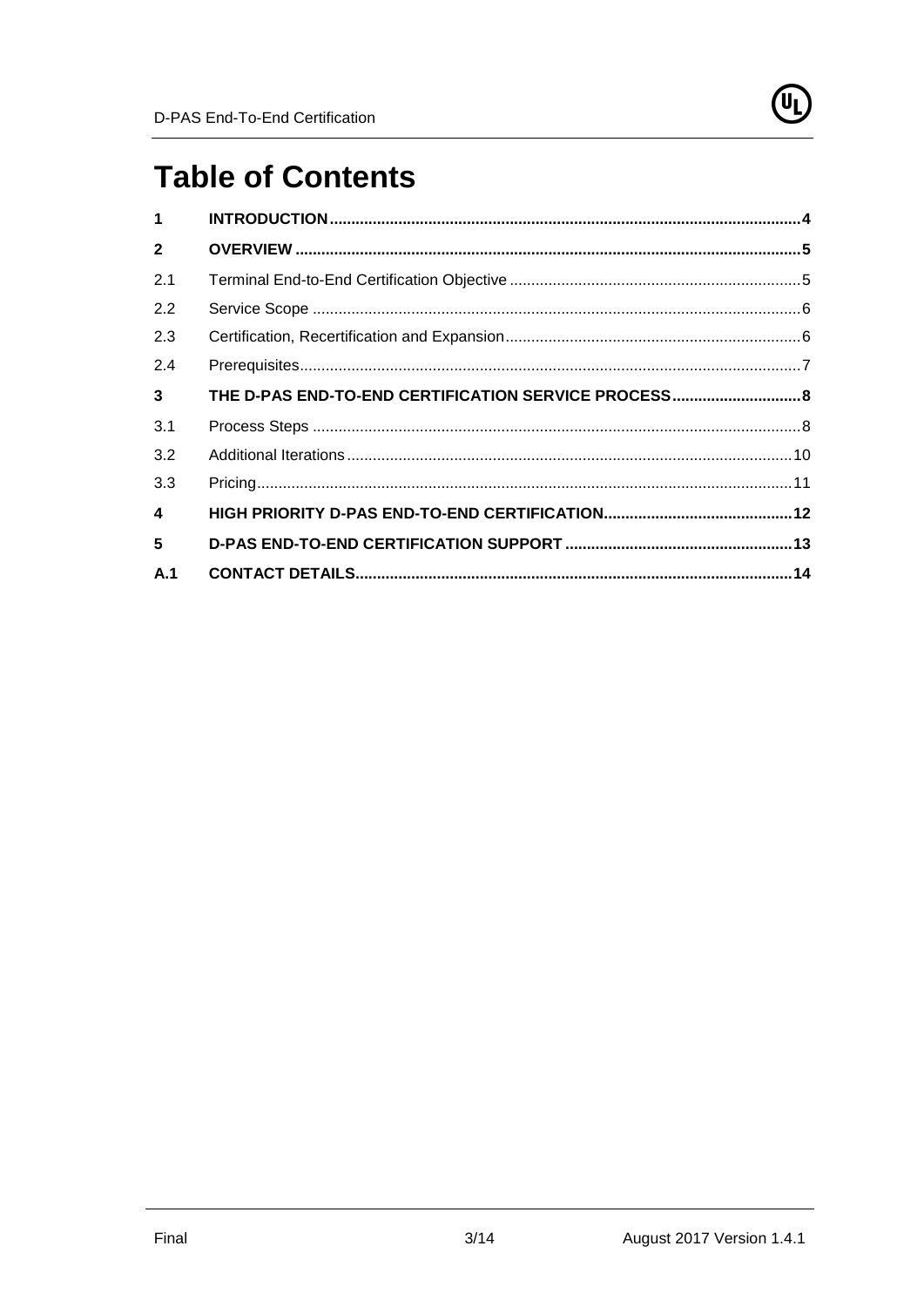# Table of Contents

| | | |
|---|---|---|
| **1** | **INTRODUCTION** | **4** |
| **2** | **OVERVIEW** | **5** |
| 2.1 | Terminal End-to-End Certification Objective | 5 |
| 2.2 | Service Scope | 6 |
| 2.3 | Certification, Recertification and Expansion | 6 |
| 2.4 | Prerequisites | 7 |
| **3** | **THE D-PAS END-TO-END CERTIFICATION SERVICE PROCESS** | **8** |
| 3.1 | Process Steps | 8 |
| 3.2 | Additional Iterations | 10 |
| 3.3 | Pricing | 11 |
| **4** | **HIGH PRIORITY D-PAS END-TO-END CERTIFICATION** | **12** |
| **5** | **D-PAS END-TO-END CERTIFICATION SUPPORT** | **13** |
| **A.1** | **CONTACT DETAILS** | **14** |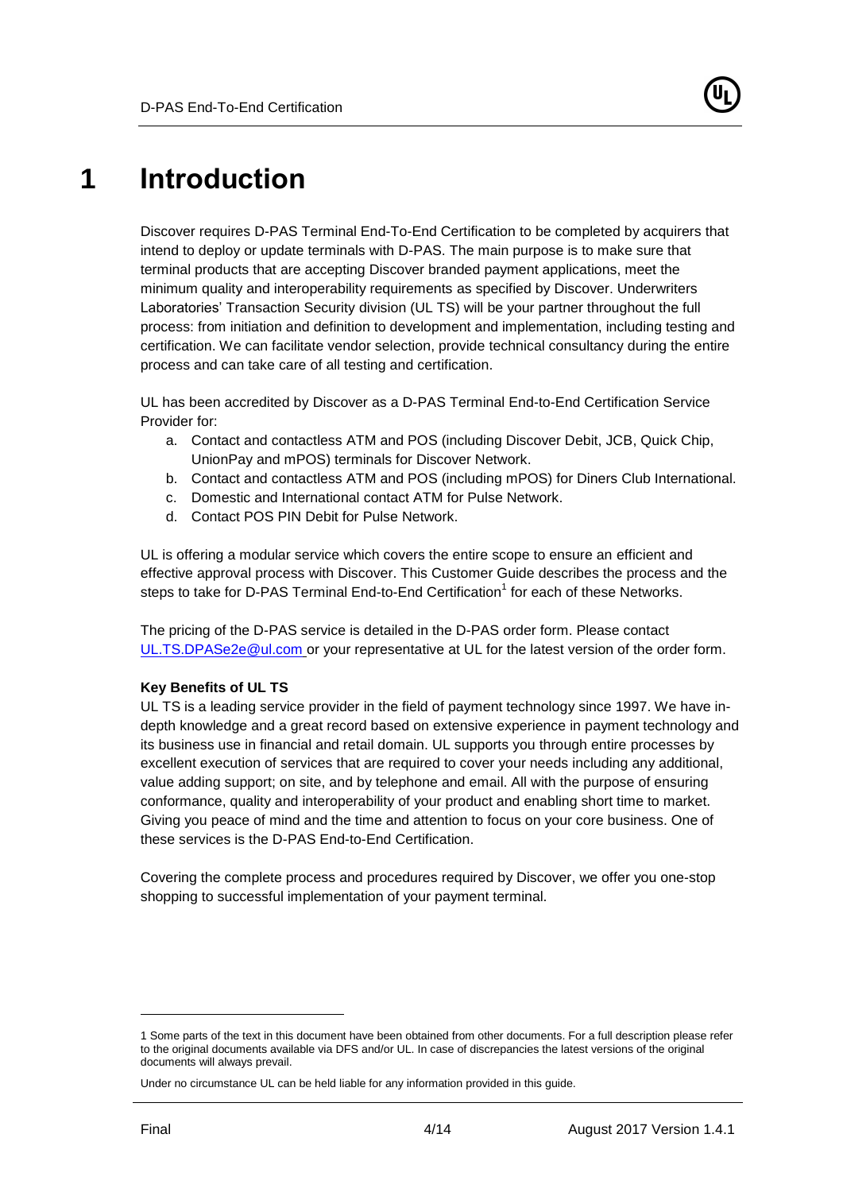# 1 Introduction

Discover requires D-PAS Terminal End-To-End Certification to be completed by acquirers that intend to deploy or update terminals with D-PAS. The main purpose is to make sure that terminal products that are accepting Discover branded payment applications, meet the minimum quality and interoperability requirements as specified by Discover. Underwriters Laboratories' Transaction Security division (UL TS) will be your partner throughout the full process: from initiation and definition to development and implementation, including testing and certification. We can facilitate vendor selection, provide technical consultancy during the entire process and can take care of all testing and certification.

UL has been accredited by Discover as a D-PAS Terminal End-to-End Certification Service Provider for:

a. Contact and contactless ATM and POS (including Discover Debit, JCB, Quick Chip, UnionPay and mPOS) terminals for Discover Network.
b. Contact and contactless ATM and POS (including mPOS) for Diners Club International.
c. Domestic and International contact ATM for Pulse Network.
d. Contact POS PIN Debit for Pulse Network.

UL is offering a modular service which covers the entire scope to ensure an efficient and effective approval process with Discover. This Customer Guide describes the process and the steps to take for D-PAS Terminal End-to-End Certification[1] for each of these Networks.

The pricing of the D-PAS service is detailed in the D-PAS order form. Please contact UL.TS.DPASe2e@ul.com or your representative at UL for the latest version of the order form.

**Key Benefits of UL TS**

UL TS is a leading service provider in the field of payment technology since 1997. We have in-depth knowledge and a great record based on extensive experience in payment technology and its business use in financial and retail domain. UL supports you through entire processes by excellent execution of services that are required to cover your needs including any additional, value adding support; on site, and by telephone and email. All with the purpose of ensuring conformance, quality and interoperability of your product and enabling short time to market. Giving you peace of mind and the time and attention to focus on your core business. One of these services is the D-PAS End-to-End Certification.

Covering the complete process and procedures required by Discover, we offer you one-stop shopping to successful implementation of your payment terminal.

---

1 Some parts of the text in this document have been obtained from other documents. For a full description please refer to the original documents available via DFS and/or UL. In case of discrepancies the latest versions of the original documents will always prevail.

Under no circumstance UL can be held liable for any information provided in this guide.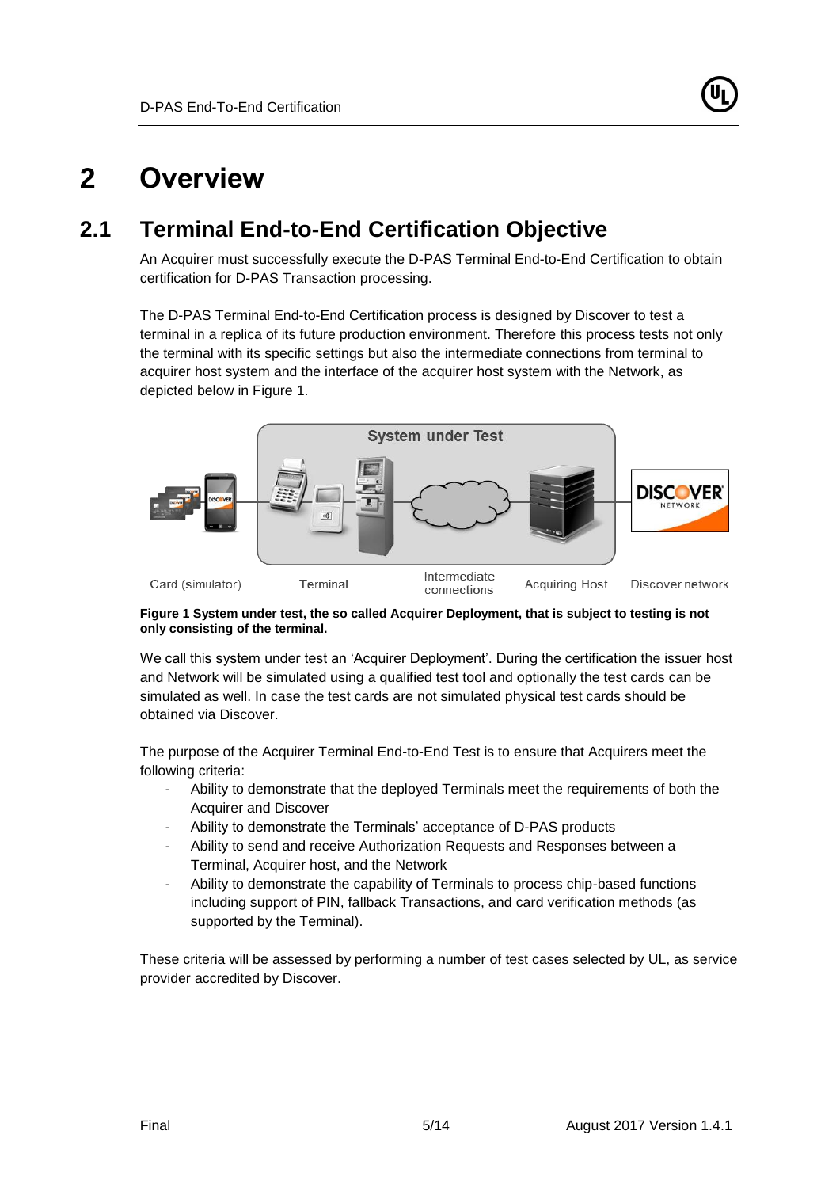# 2 Overview

## 2.1 Terminal End-to-End Certification Objective

An Acquirer must successfully execute the D-PAS Terminal End-to-End Certification to obtain certification for D-PAS Transaction processing.

The D-PAS Terminal End-to-End Certification process is designed by Discover to test a terminal in a replica of its future production environment. Therefore this process tests not only the terminal with its specific settings but also the intermediate connections from terminal to acquirer host system and the interface of the acquirer host system with the Network, as depicted below in Figure 1.

System under Test

Card (simulator) | Terminal | Intermediate connections | Acquiring Host | Discover network

**Figure 1 System under test, the so called Acquirer Deployment, that is subject to testing is not only consisting of the terminal.**

We call this system under test an 'Acquirer Deployment'. During the certification the issuer host and Network will be simulated using a qualified test tool and optionally the test cards can be simulated as well. In case the test cards are not simulated physical test cards should be obtained via Discover.

The purpose of the Acquirer Terminal End-to-End Test is to ensure that Acquirers meet the following criteria:

- Ability to demonstrate that the deployed Terminals meet the requirements of both the Acquirer and Discover
- Ability to demonstrate the Terminals' acceptance of D-PAS products
- Ability to send and receive Authorization Requests and Responses between a Terminal, Acquirer host, and the Network
- Ability to demonstrate the capability of Terminals to process chip-based functions including support of PIN, fallback Transactions, and card verification methods (as supported by the Terminal).

These criteria will be assessed by performing a number of test cases selected by UL, as service provider accredited by Discover.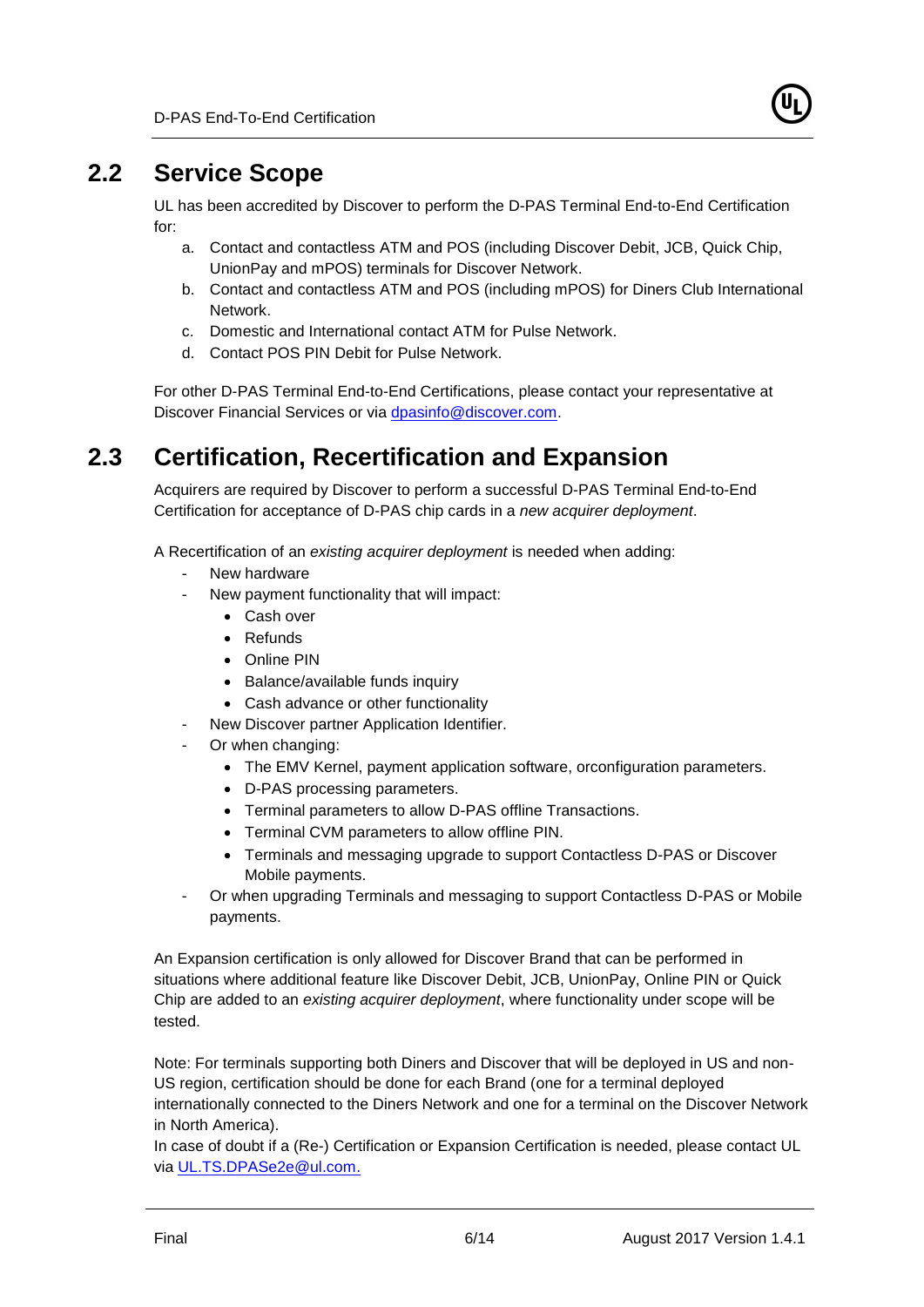## 2.2 Service Scope

UL has been accredited by Discover to perform the D-PAS Terminal End-to-End Certification for:

a. Contact and contactless ATM and POS (including Discover Debit, JCB, Quick Chip, UnionPay and mPOS) terminals for Discover Network.
b. Contact and contactless ATM and POS (including mPOS) for Diners Club International Network.
c. Domestic and International contact ATM for Pulse Network.
d. Contact POS PIN Debit for Pulse Network.

For other D-PAS Terminal End-to-End Certifications, please contact your representative at Discover Financial Services or via dpasinfo@discover.com.

## 2.3 Certification, Recertification and Expansion

Acquirers are required by Discover to perform a successful D-PAS Terminal End-to-End Certification for acceptance of D-PAS chip cards in a *new acquirer deployment*.

A Recertification of an *existing acquirer deployment* is needed when adding:

- New hardware
- New payment functionality that will impact:
  - Cash over
  - Refunds
  - Online PIN
  - Balance/available funds inquiry
  - Cash advance or other functionality
- New Discover partner Application Identifier.
- Or when changing:
  - The EMV Kernel, payment application software, orconfiguration parameters.
  - D-PAS processing parameters.
  - Terminal parameters to allow D-PAS offline Transactions.
  - Terminal CVM parameters to allow offline PIN.
  - Terminals and messaging upgrade to support Contactless D-PAS or Discover Mobile payments.
- Or when upgrading Terminals and messaging to support Contactless D-PAS or Mobile payments.

An Expansion certification is only allowed for Discover Brand that can be performed in situations where additional feature like Discover Debit, JCB, UnionPay, Online PIN or Quick Chip are added to an *existing acquirer deployment*, where functionality under scope will be tested.

Note: For terminals supporting both Diners and Discover that will be deployed in US and non-US region, certification should be done for each Brand (one for a terminal deployed internationally connected to the Diners Network and one for a terminal on the Discover Network in North America).

In case of doubt if a (Re-) Certification or Expansion Certification is needed, please contact UL via UL.TS.DPASe2e@ul.com.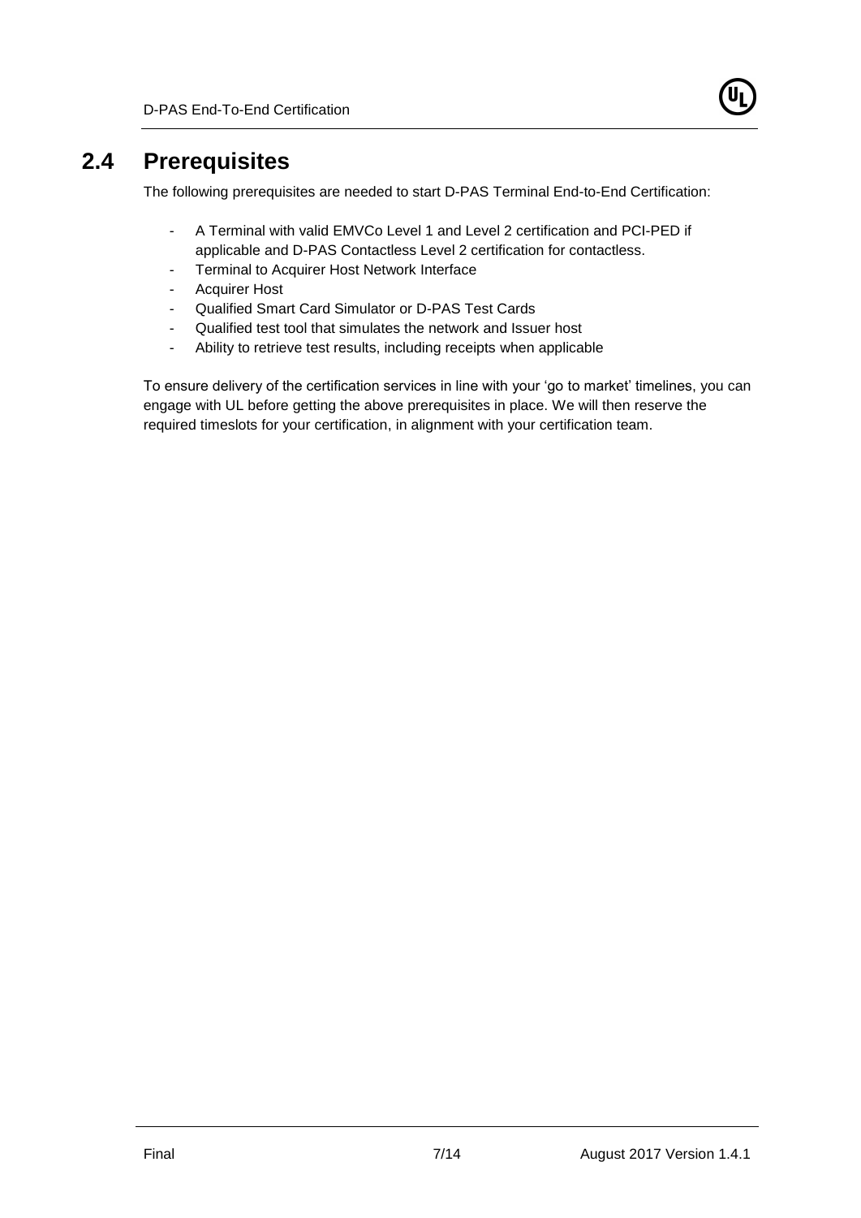## 2.4 Prerequisites

The following prerequisites are needed to start D-PAS Terminal End-to-End Certification:

- A Terminal with valid EMVCo Level 1 and Level 2 certification and PCI-PED if applicable and D-PAS Contactless Level 2 certification for contactless.
- Terminal to Acquirer Host Network Interface
- Acquirer Host
- Qualified Smart Card Simulator or D-PAS Test Cards
- Qualified test tool that simulates the network and Issuer host
- Ability to retrieve test results, including receipts when applicable

To ensure delivery of the certification services in line with your 'go to market' timelines, you can engage with UL before getting the above prerequisites in place. We will then reserve the required timeslots for your certification, in alignment with your certification team.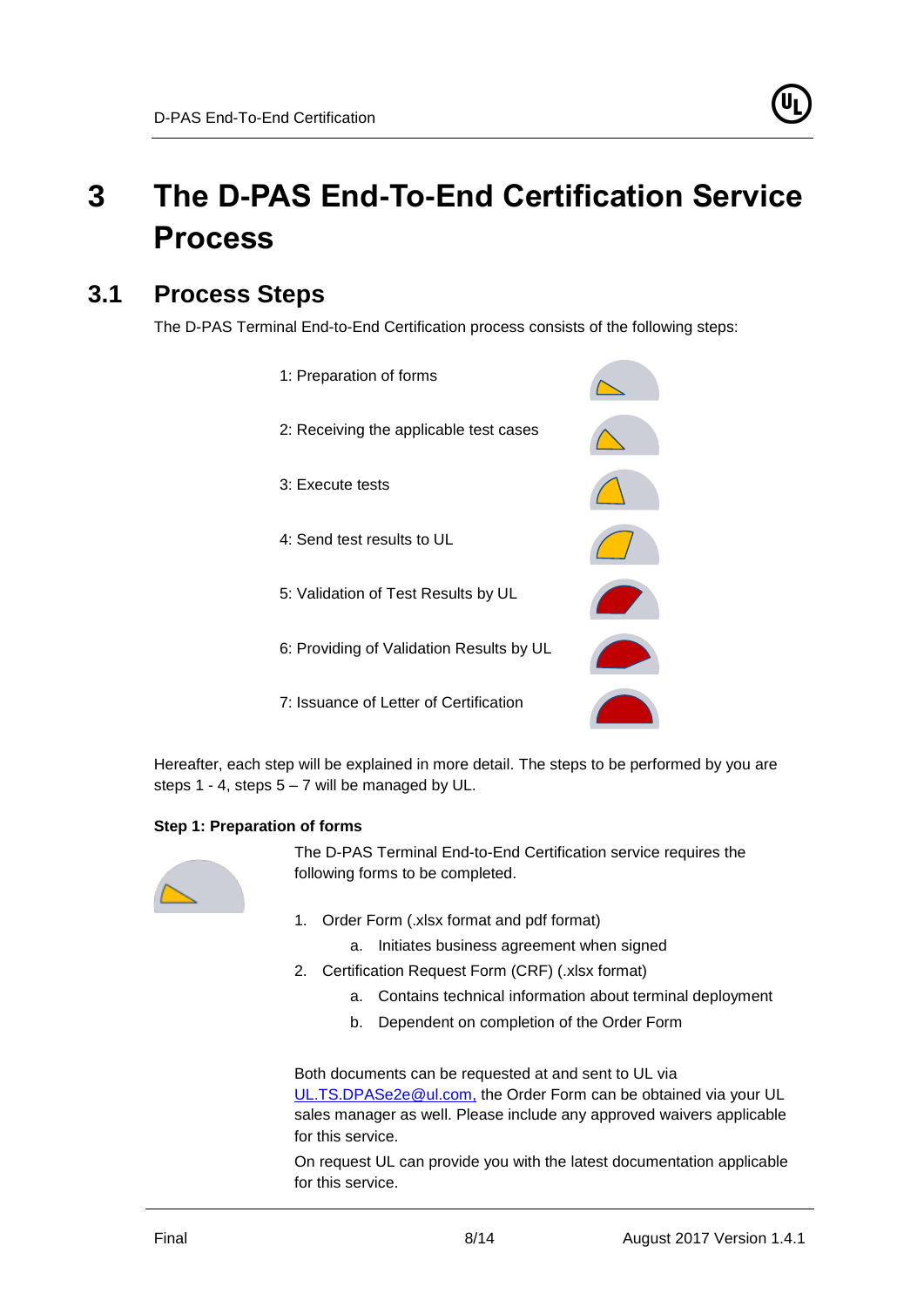# 3 The D-PAS End-To-End Certification Service Process

## 3.1 Process Steps

The D-PAS Terminal End-to-End Certification process consists of the following steps:

1: Preparation of forms

2: Receiving the applicable test cases

3: Execute tests

4: Send test results to UL

5: Validation of Test Results by UL

6: Providing of Validation Results by UL

7: Issuance of Letter of Certification

Hereafter, each step will be explained in more detail. The steps to be performed by you are steps 1 - 4, steps 5 – 7 will be managed by UL.

**Step 1: Preparation of forms**

The D-PAS Terminal End-to-End Certification service requires the following forms to be completed.

1. Order Form (.xlsx format and pdf format)
   a. Initiates business agreement when signed
2. Certification Request Form (CRF) (.xlsx format)
   a. Contains technical information about terminal deployment
   b. Dependent on completion of the Order Form

Both documents can be requested at and sent to UL via UL.TS.DPASe2e@ul.com, the Order Form can be obtained via your UL sales manager as well. Please include any approved waivers applicable for this service.

On request UL can provide you with the latest documentation applicable for this service.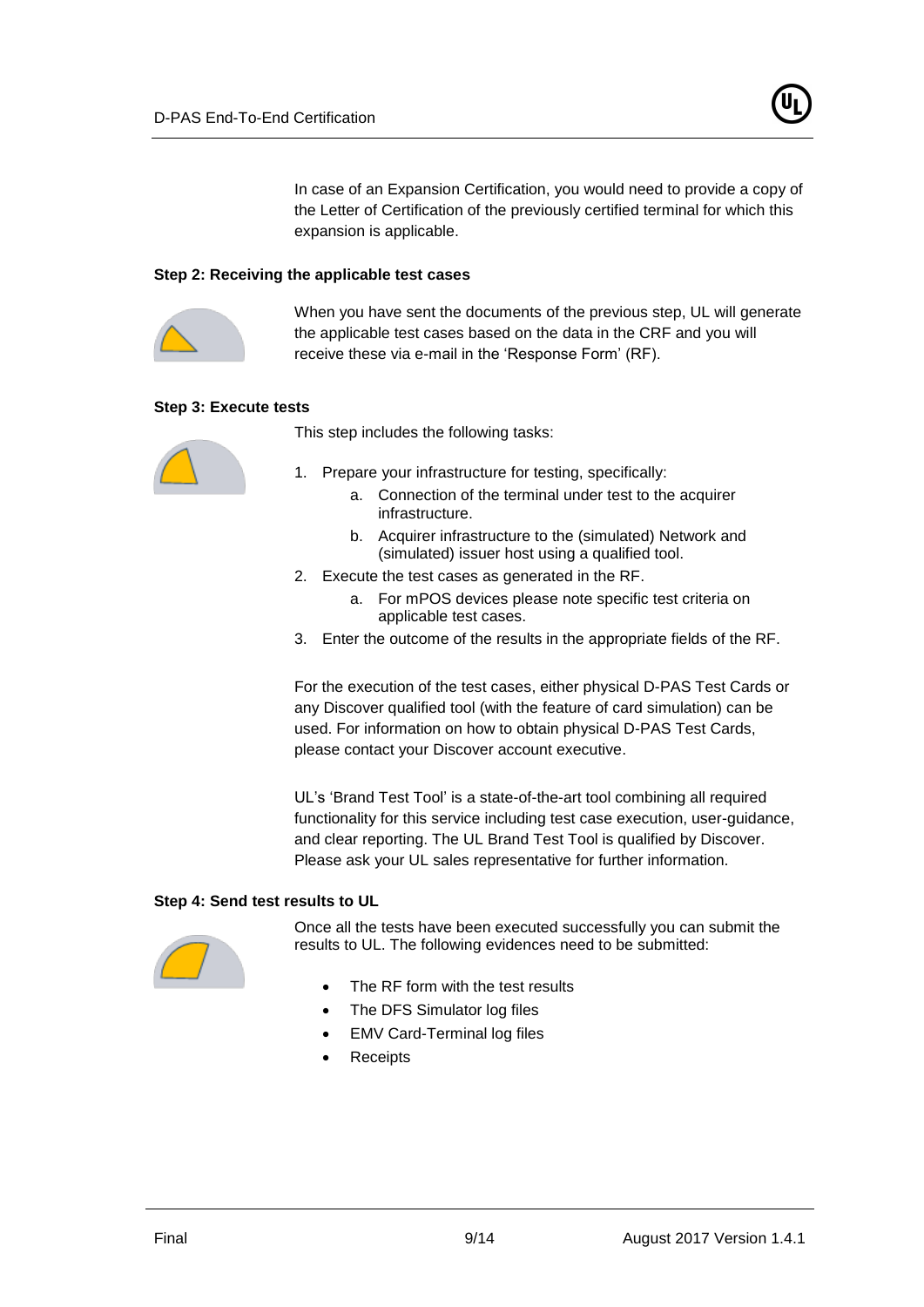In case of an Expansion Certification, you would need to provide a copy of the Letter of Certification of the previously certified terminal for which this expansion is applicable.

**Step 2: Receiving the applicable test cases**

When you have sent the documents of the previous step, UL will generate the applicable test cases based on the data in the CRF and you will receive these via e-mail in the 'Response Form' (RF).

**Step 3: Execute tests**

This step includes the following tasks:

1. Prepare your infrastructure for testing, specifically:
   a. Connection of the terminal under test to the acquirer infrastructure.
   b. Acquirer infrastructure to the (simulated) Network and (simulated) issuer host using a qualified tool.
2. Execute the test cases as generated in the RF.
   a. For mPOS devices please note specific test criteria on applicable test cases.
3. Enter the outcome of the results in the appropriate fields of the RF.

For the execution of the test cases, either physical D-PAS Test Cards or any Discover qualified tool (with the feature of card simulation) can be used. For information on how to obtain physical D-PAS Test Cards, please contact your Discover account executive.

UL's 'Brand Test Tool' is a state-of-the-art tool combining all required functionality for this service including test case execution, user-guidance, and clear reporting. The UL Brand Test Tool is qualified by Discover. Please ask your UL sales representative for further information.

**Step 4: Send test results to UL**

Once all the tests have been executed successfully you can submit the results to UL. The following evidences need to be submitted:

- The RF form with the test results
- The DFS Simulator log files
- EMV Card-Terminal log files
- Receipts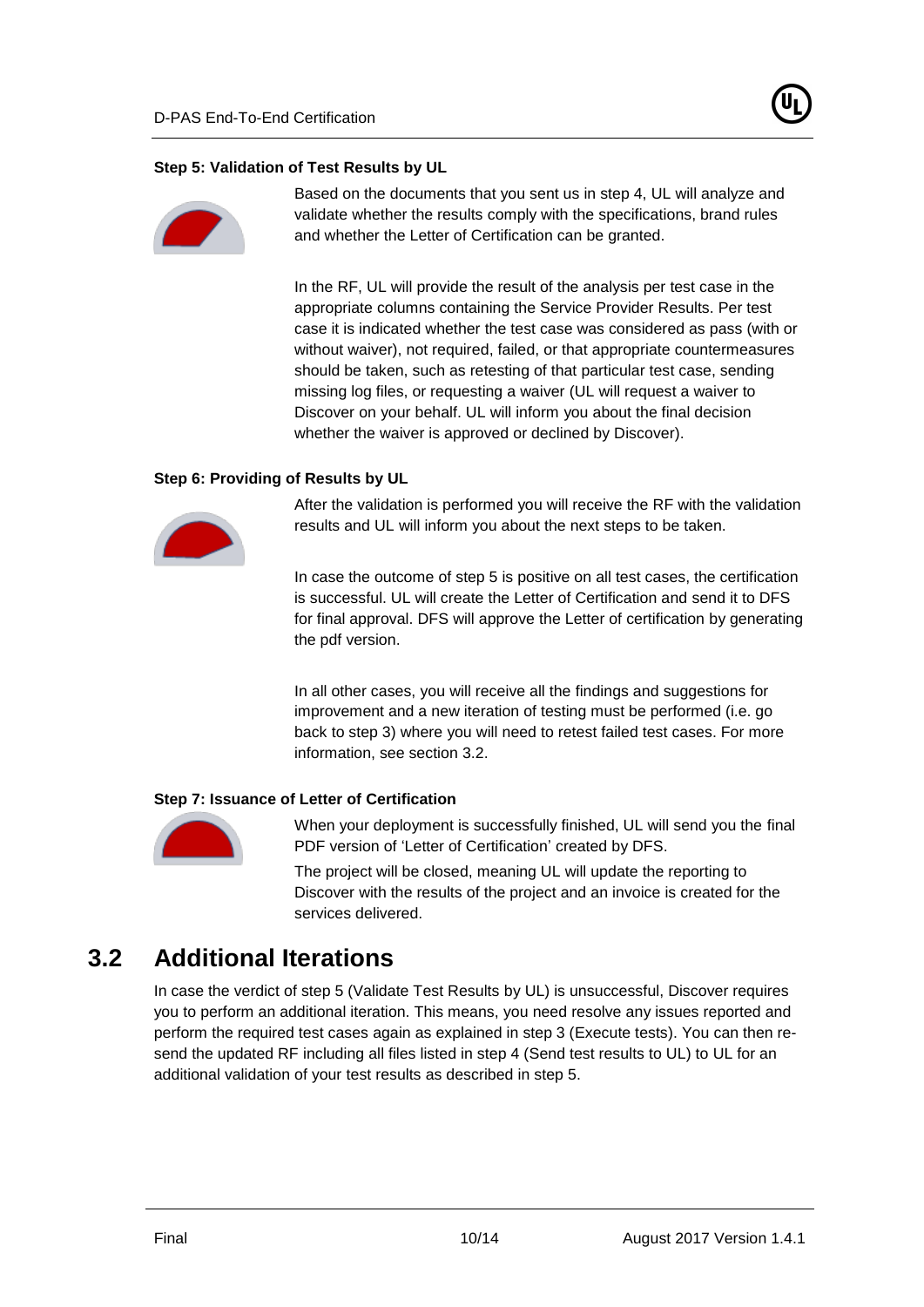**Step 5: Validation of Test Results by UL**

Based on the documents that you sent us in step 4, UL will analyze and validate whether the results comply with the specifications, brand rules and whether the Letter of Certification can be granted.

In the RF, UL will provide the result of the analysis per test case in the appropriate columns containing the Service Provider Results. Per test case it is indicated whether the test case was considered as pass (with or without waiver), not required, failed, or that appropriate countermeasures should be taken, such as retesting of that particular test case, sending missing log files, or requesting a waiver (UL will request a waiver to Discover on your behalf. UL will inform you about the final decision whether the waiver is approved or declined by Discover).

**Step 6: Providing of Results by UL**

After the validation is performed you will receive the RF with the validation results and UL will inform you about the next steps to be taken.

In case the outcome of step 5 is positive on all test cases, the certification is successful. UL will create the Letter of Certification and send it to DFS for final approval. DFS will approve the Letter of certification by generating the pdf version.

In all other cases, you will receive all the findings and suggestions for improvement and a new iteration of testing must be performed (i.e. go back to step 3) where you will need to retest failed test cases. For more information, see section 3.2.

**Step 7: Issuance of Letter of Certification**

When your deployment is successfully finished, UL will send you the final PDF version of 'Letter of Certification' created by DFS.

The project will be closed, meaning UL will update the reporting to Discover with the results of the project and an invoice is created for the services delivered.

## 3.2 Additional Iterations

In case the verdict of step 5 (Validate Test Results by UL) is unsuccessful, Discover requires you to perform an additional iteration. This means, you need resolve any issues reported and perform the required test cases again as explained in step 3 (Execute tests). You can then re-send the updated RF including all files listed in step 4 (Send test results to UL) to UL for an additional validation of your test results as described in step 5.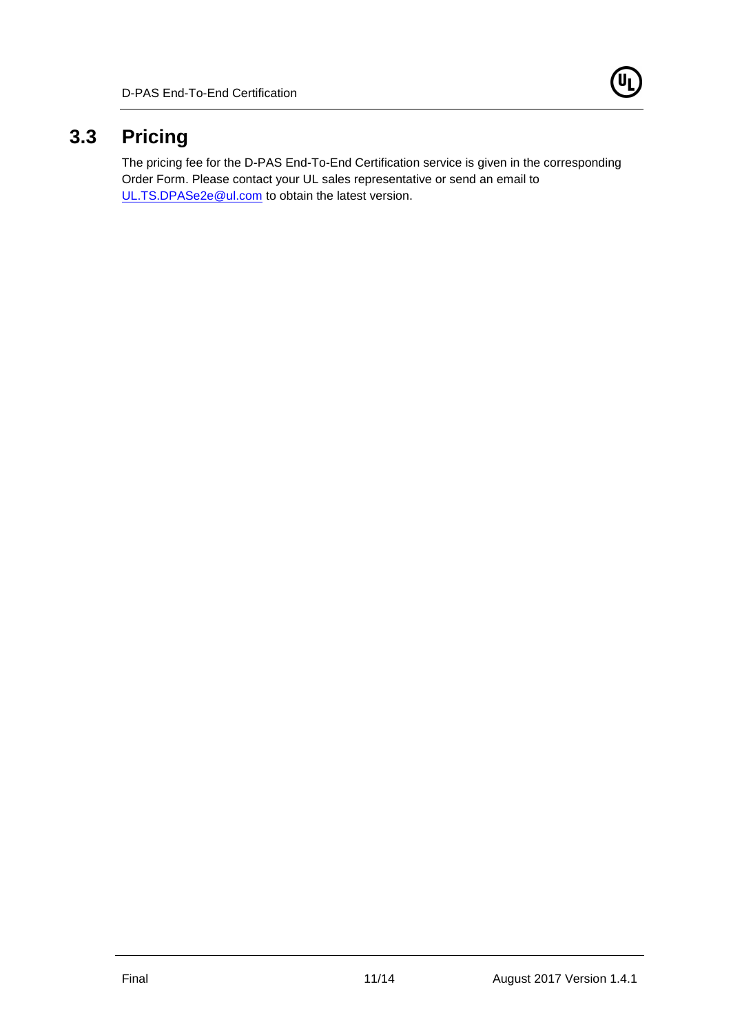## 3.3 Pricing

The pricing fee for the D-PAS End-To-End Certification service is given in the corresponding Order Form. Please contact your UL sales representative or send an email to UL.TS.DPASe2e@ul.com to obtain the latest version.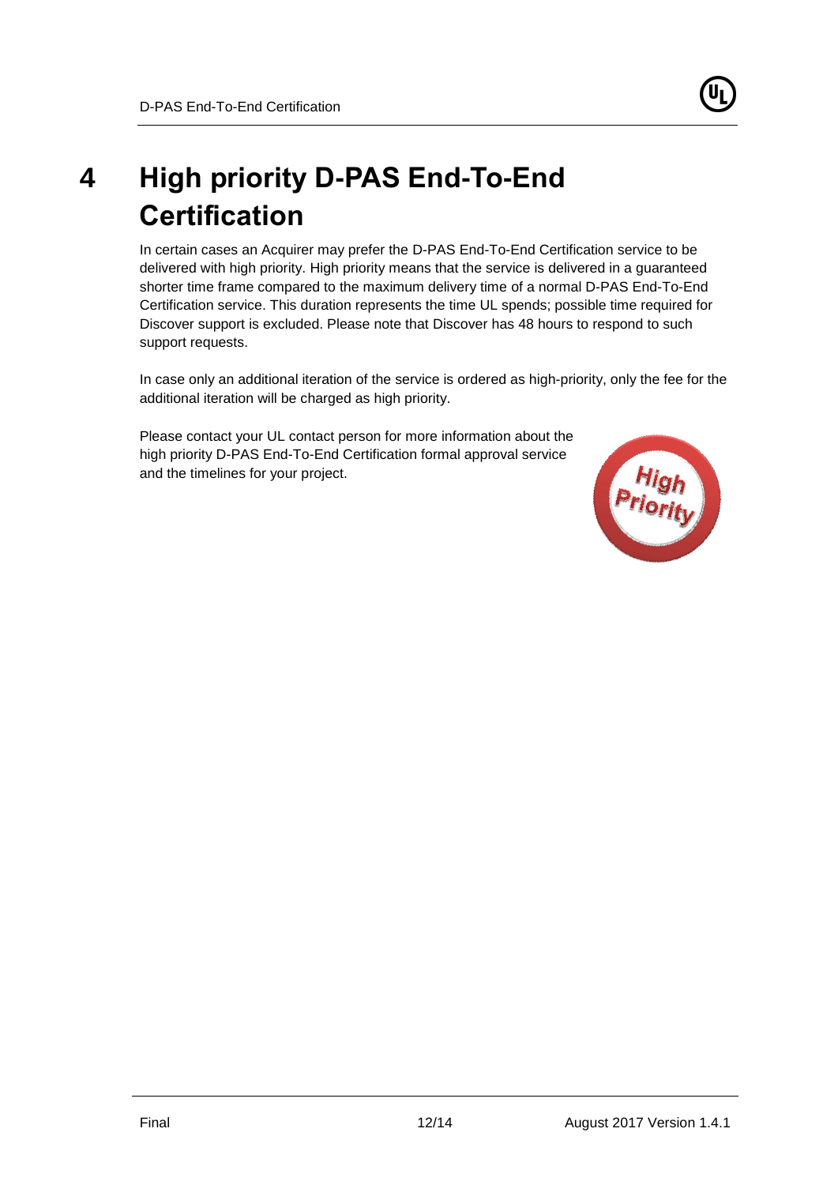# 4 High priority D-PAS End-To-End Certification

In certain cases an Acquirer may prefer the D-PAS End-To-End Certification service to be delivered with high priority. High priority means that the service is delivered in a guaranteed shorter time frame compared to the maximum delivery time of a normal D-PAS End-To-End Certification service. This duration represents the time UL spends; possible time required for Discover support is excluded. Please note that Discover has 48 hours to respond to such support requests.

In case only an additional iteration of the service is ordered as high-priority, only the fee for the additional iteration will be charged as high priority.

Please contact your UL contact person for more information about the high priority D-PAS End-To-End Certification formal approval service and the timelines for your project.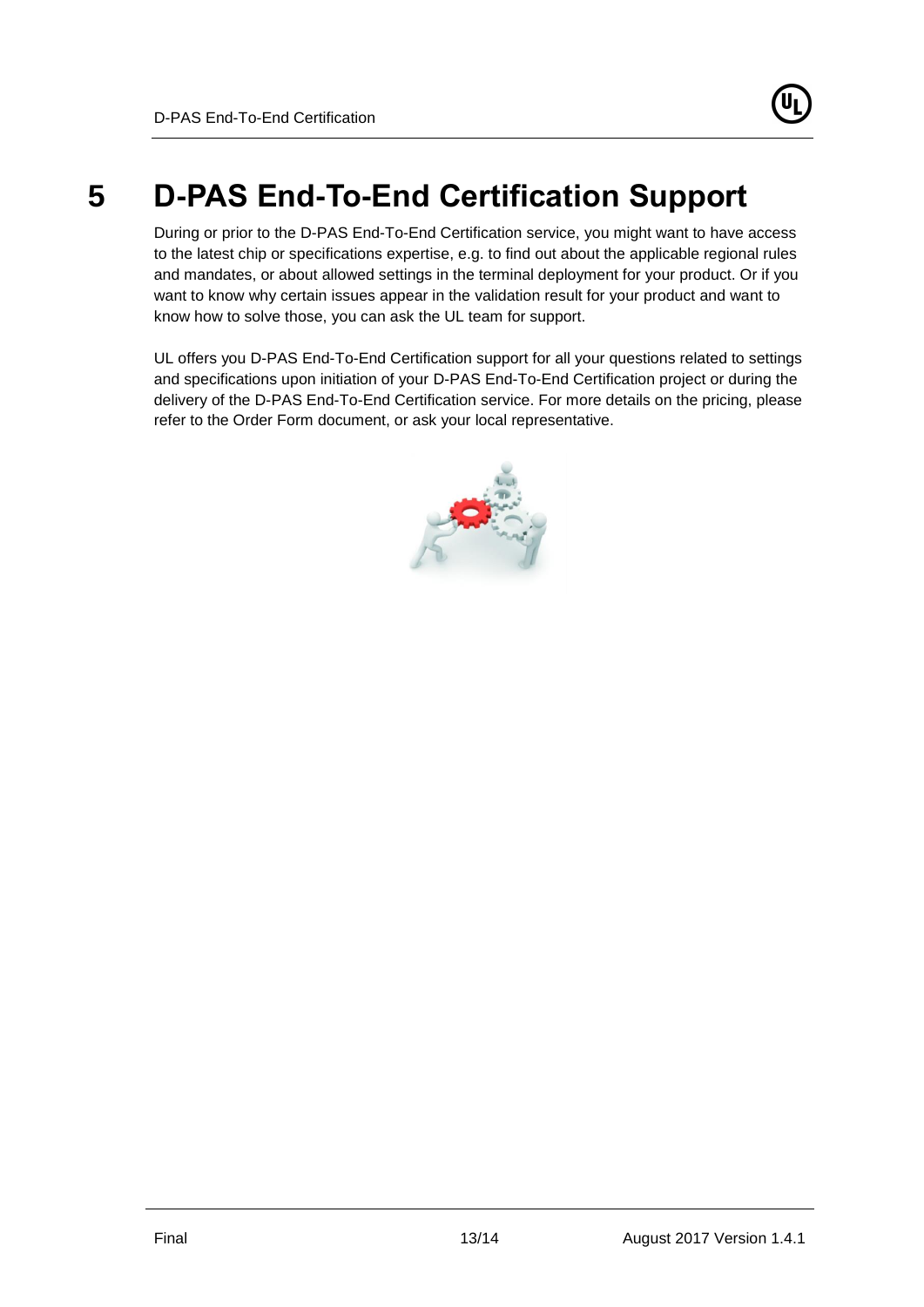# 5 D-PAS End-To-End Certification Support

During or prior to the D-PAS End-To-End Certification service, you might want to have access to the latest chip or specifications expertise, e.g. to find out about the applicable regional rules and mandates, or about allowed settings in the terminal deployment for your product. Or if you want to know why certain issues appear in the validation result for your product and want to know how to solve those, you can ask the UL team for support.

UL offers you D-PAS End-To-End Certification support for all your questions related to settings and specifications upon initiation of your D-PAS End-To-End Certification project or during the delivery of the D-PAS End-To-End Certification service. For more details on the pricing, please refer to the Order Form document, or ask your local representative.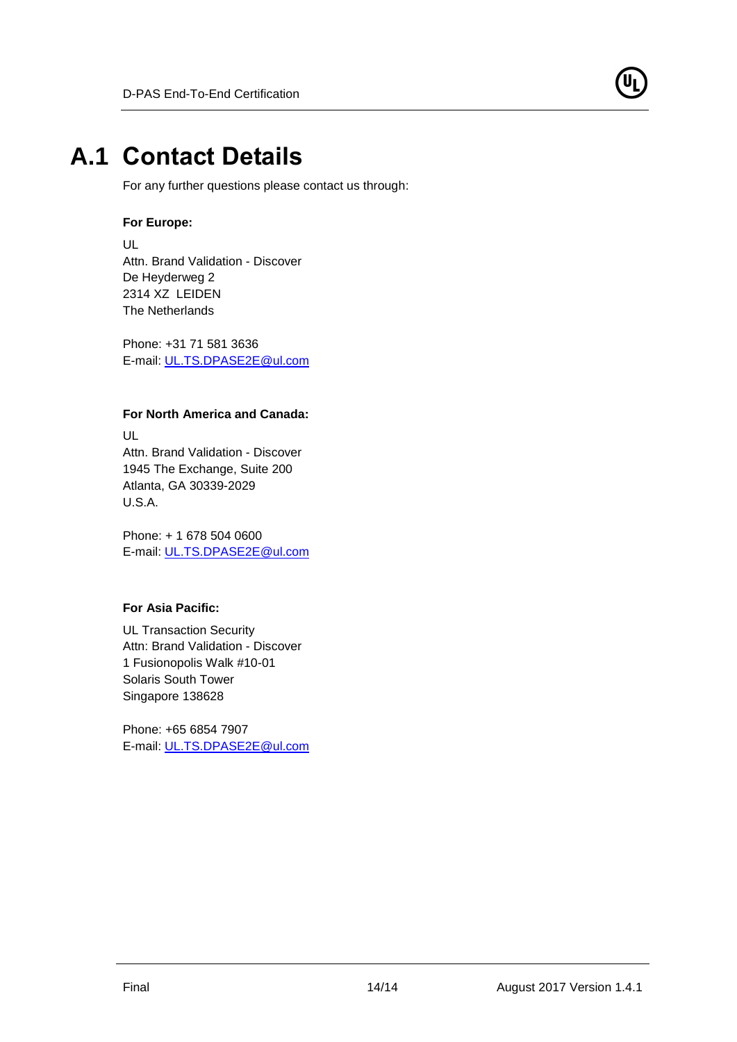# A.1 Contact Details

For any further questions please contact us through:

**For Europe:**

UL
Attn. Brand Validation - Discover
De Heyderweg 2
2314 XZ LEIDEN
The Netherlands

Phone: +31 71 581 3636
E-mail: UL.TS.DPASE2E@ul.com

**For North America and Canada:**

UL
Attn. Brand Validation - Discover
1945 The Exchange, Suite 200
Atlanta, GA 30339-2029
U.S.A.

Phone: + 1 678 504 0600
E-mail: UL.TS.DPASE2E@ul.com

**For Asia Pacific:**

UL Transaction Security
Attn: Brand Validation - Discover
1 Fusionopolis Walk #10-01
Solaris South Tower
Singapore 138628

Phone: +65 6854 7907
E-mail: UL.TS.DPASE2E@ul.com